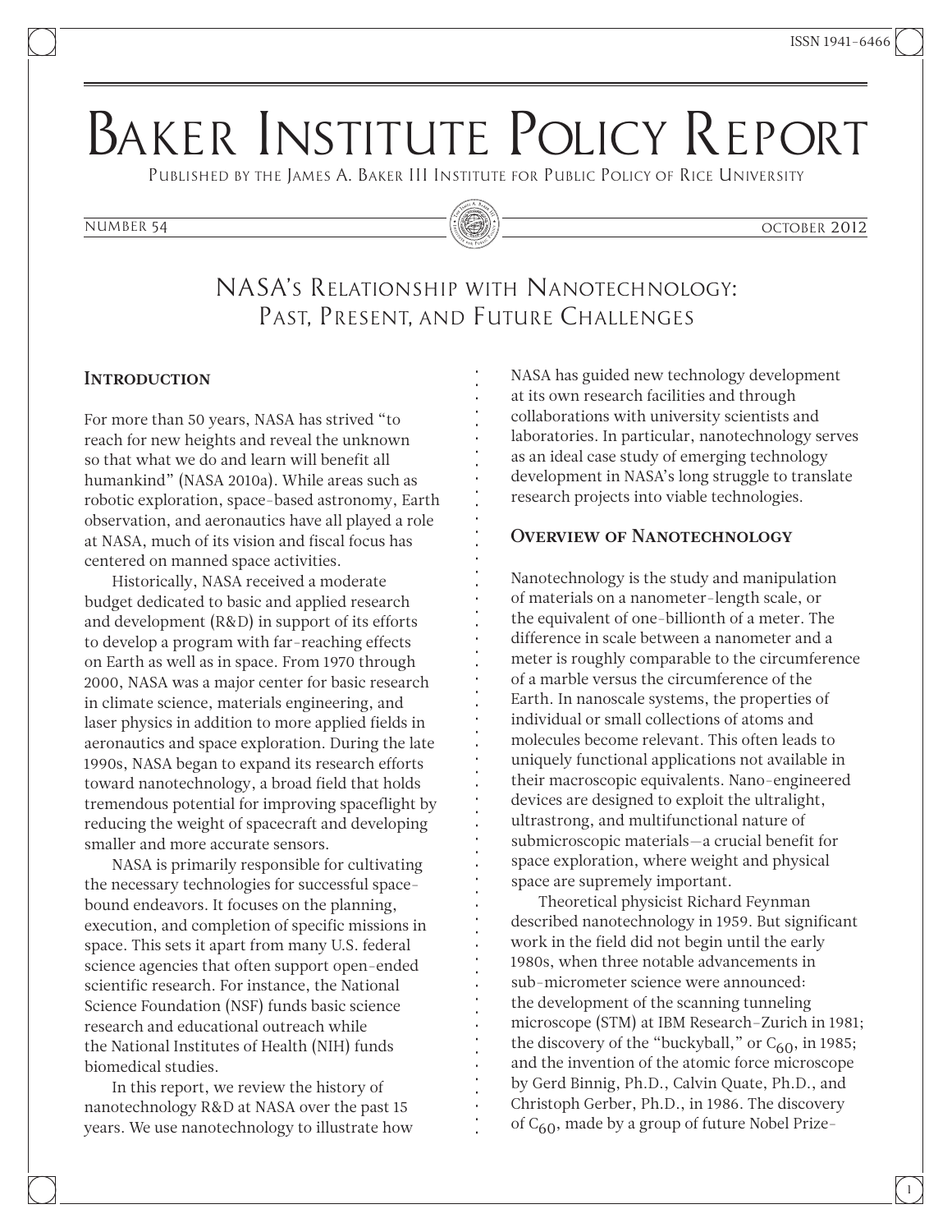ISSN 1941-6466

# Baker Institute Policy Report

Published by the James A. Baker III Institute for Public Policy of Rice University

Number 54 | October 2012

## NASA's Relationship with Nanotechnology: Past, Present, and Future Challenges

### Introduction

For more than 50 years, NASA has strived "to reach for new heights and reveal the unknown so that what we do and learn will benefit all humankind" (NASA 2010a). While areas such as robotic exploration, space-based astronomy, Earth observation, and aeronautics have all played a role at NASA, much of its vision and fiscal focus has centered on manned space activities.

Historically, NASA received a moderate budget dedicated to basic and applied research and development (R&D) in support of its efforts to develop a program with far-reaching effects on Earth as well as in space. From 1970 through 2000, NASA was a major center for basic research in climate science, materials engineering, and laser physics in addition to more applied fields in aeronautics and space exploration. During the late 1990s, NASA began to expand its research efforts toward nanotechnology, a broad field that holds tremendous potential for improving spaceflight by reducing the weight of spacecraft and developing smaller and more accurate sensors.

NASA is primarily responsible for cultivating the necessary technologies for successful space-bound endeavors. It focuses on the planning, execution, and completion of specific missions in space. This sets it apart from many U.S. federal science agencies that often support open-ended scientific research. For instance, the National Science Foundation (NSF) funds basic science research and educational outreach while the National Institutes of Health (NIH) funds biomedical studies.

In this report, we review the history of nanotechnology R&D at NASA over the past 15 years. We use nanotechnology to illustrate how NASA has guided new technology development at its own research facilities and through collaborations with university scientists and laboratories. In particular, nanotechnology serves as an ideal case study of emerging technology development in NASA's long struggle to translate research projects into viable technologies.

### Overview of Nanotechnology

Nanotechnology is the study and manipulation of materials on a nanometer-length scale, or the equivalent of one-billionth of a meter. The difference in scale between a nanometer and a meter is roughly comparable to the circumference of a marble versus the circumference of the Earth. In nanoscale systems, the properties of individual or small collections of atoms and molecules become relevant. This often leads to uniquely functional applications not available in their macroscopic equivalents. Nano-engineered devices are designed to exploit the ultralight, ultrastrong, and multifunctional nature of submicroscopic materials—a crucial benefit for space exploration, where weight and physical space are supremely important.

Theoretical physicist Richard Feynman described nanotechnology in 1959. But significant work in the field did not begin until the early 1980s, when three notable advancements in sub-micrometer science were announced: the development of the scanning tunneling microscope (STM) at IBM Research–Zurich in 1981; the discovery of the "buckyball," or $C_{60}$, in 1985; and the invention of the atomic force microscope by Gerd Binnig, Ph.D., Calvin Quate, Ph.D., and Christoph Gerber, Ph.D., in 1986. The discovery of $C_{60}$, made by a group of future Nobel Prize-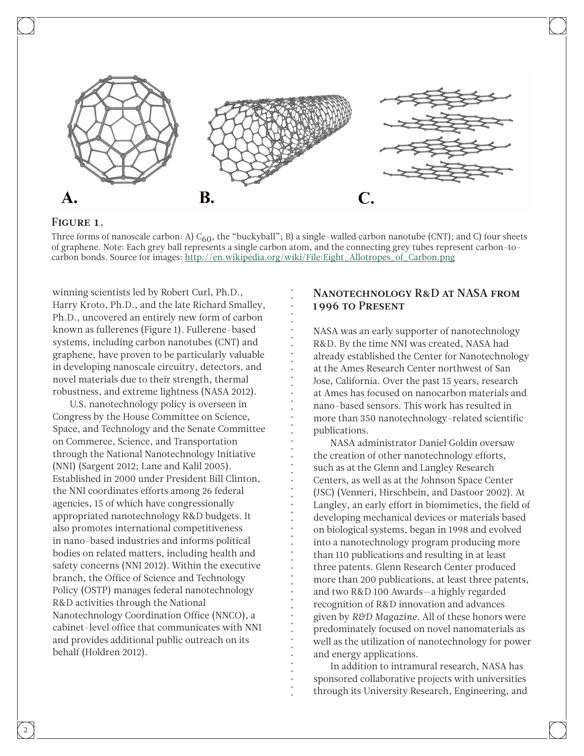**Figure 1.**

Three forms of nanoscale carbon: A) $C_{60}$, the "buckyball"; B) a single-walled carbon nanotube (CNT); and C) four sheets of graphene. Note: Each grey ball represents a single carbon atom, and the connecting grey tubes represent carbon-to-carbon bonds. Source for images: http://en.wikipedia.org/wiki/File:Eight_Allotropes_of_Carbon.png

winning scientists led by Robert Curl, Ph.D., Harry Kroto, Ph.D., and the late Richard Smalley, Ph.D., uncovered an entirely new form of carbon known as fullerenes (Figure 1). Fullerene-based systems, including carbon nanotubes (CNT) and graphene, have proven to be particularly valuable in developing nanoscale circuitry, detectors, and novel materials due to their strength, thermal robustness, and extreme lightness (NASA 2012).

U.S. nanotechnology policy is overseen in Congress by the House Committee on Science, Space, and Technology and the Senate Committee on Commerce, Science, and Transportation through the National Nanotechnology Initiative (NNI) (Sargent 2012; Lane and Kalil 2005). Established in 2000 under President Bill Clinton, the NNI coordinates efforts among 26 federal agencies, 15 of which have congressionally appropriated nanotechnology R&D budgets. It also promotes international competitiveness in nano-based industries and informs political bodies on related matters, including health and safety concerns (NNI 2012). Within the executive branch, the Office of Science and Technology Policy (OSTP) manages federal nanotechnology R&D activities through the National Nanotechnology Coordination Office (NNCO), a cabinet-level office that communicates with NNI and provides additional public outreach on its behalf (Holdren 2012).

## Nanotechnology R&D at NASA from 1996 to Present

NASA was an early supporter of nanotechnology R&D. By the time NNI was created, NASA had already established the Center for Nanotechnology at the Ames Research Center northwest of San Jose, California. Over the past 15 years, research at Ames has focused on nanocarbon materials and nano-based sensors. This work has resulted in more than 350 nanotechnology-related scientific publications.

NASA administrator Daniel Goldin oversaw the creation of other nanotechnology efforts, such as at the Glenn and Langley Research Centers, as well as at the Johnson Space Center (JSC) (Venneri, Hirschbein, and Dastoor 2002). At Langley, an early effort in biomimetics, the field of developing mechanical devices or materials based on biological systems, began in 1998 and evolved into a nanotechnology program producing more than 110 publications and resulting in at least three patents. Glenn Research Center produced more than 200 publications, at least three patents, and two R&D 100 Awards—a highly regarded recognition of R&D innovation and advances given by *R&D Magazine*. All of these honors were predominately focused on novel nanomaterials as well as the utilization of nanotechnology for power and energy applications.

In addition to intramural research, NASA has sponsored collaborative projects with universities through its University Research, Engineering, and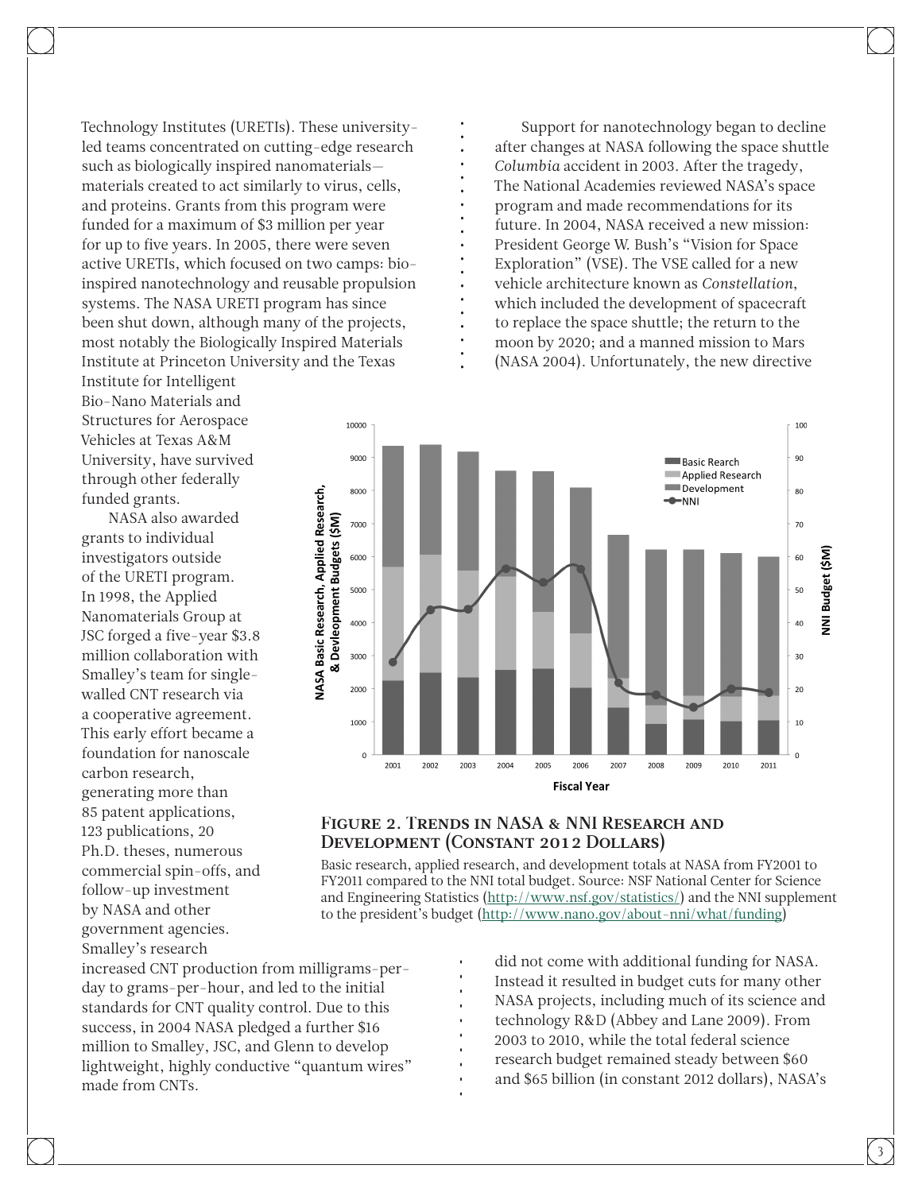Technology Institutes (URETIs). These university-led teams concentrated on cutting-edge research such as biologically inspired nanomaterials—materials created to act similarly to virus, cells, and proteins. Grants from this program were funded for a maximum of $3 million per year for up to five years. In 2005, there were seven active URETIs, which focused on two camps: bio-inspired nanotechnology and reusable propulsion systems. The NASA URETI program has since been shut down, although many of the projects, most notably the Biologically Inspired Materials Institute at Princeton University and the Texas Institute for Intelligent Bio-Nano Materials and Structures for Aerospace Vehicles at Texas A&M University, have survived through other federally funded grants.

NASA also awarded grants to individual investigators outside of the URETI program. In 1998, the Applied Nanomaterials Group at JSC forged a five-year $3.8 million collaboration with Smalley's team for single-walled CNT research via a cooperative agreement. This early effort became a foundation for nanoscale carbon research, generating more than 85 patent applications, 123 publications, 20 Ph.D. theses, numerous commercial spin-offs, and follow-up investment by NASA and other government agencies. Smalley's research increased CNT production from milligrams-per-day to grams-per-hour, and led to the initial standards for CNT quality control. Due to this success, in 2004 NASA pledged a further $16 million to Smalley, JSC, and Glenn to develop lightweight, highly conductive "quantum wires" made from CNTs.

Support for nanotechnology began to decline after changes at NASA following the space shuttle *Columbia* accident in 2003. After the tragedy, The National Academies reviewed NASA's space program and made recommendations for its future. In 2004, NASA received a new mission: President George W. Bush's "Vision for Space Exploration" (VSE). The VSE called for a new vehicle architecture known as *Constellation*, which included the development of spacecraft to replace the space shuttle; the return to the moon by 2020; and a manned mission to Mars (NASA 2004). Unfortunately, the new directive did not come with additional funding for NASA. Instead it resulted in budget cuts for many other NASA projects, including much of its science and technology R&D (Abbey and Lane 2009). From 2003 to 2010, while the total federal science research budget remained steady between $60 and $65 billion (in constant 2012 dollars), NASA's

### Figure 2. Trends in NASA & NNI Research and Development (Constant 2012 Dollars)

Basic research, applied research, and development totals at NASA from FY2001 to FY2011 compared to the NNI total budget. Source: NSF National Center for Science and Engineering Statistics (http://www.nsf.gov/statistics/) and the NNI supplement to the president's budget (http://www.nano.gov/about-nni/what/funding)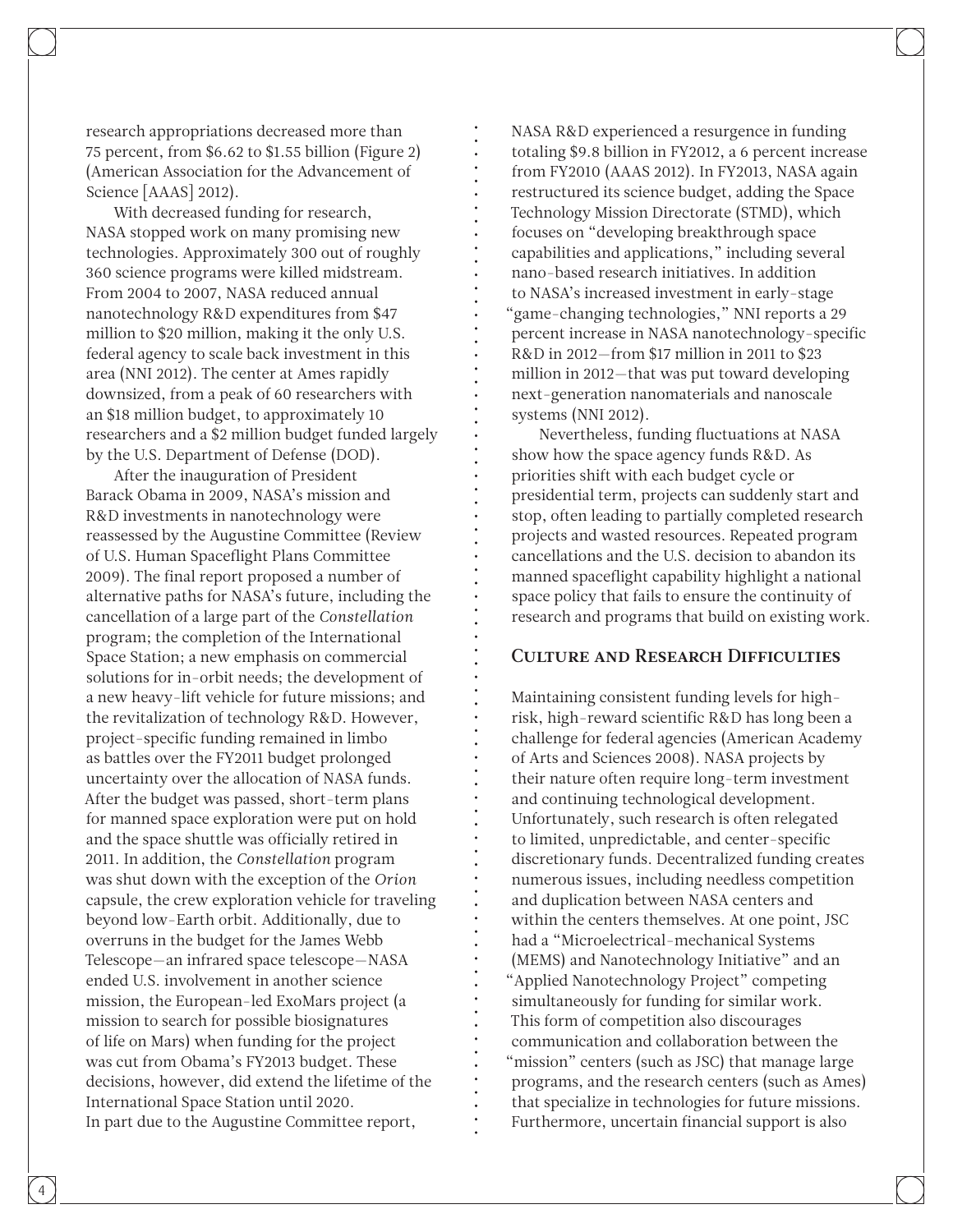research appropriations decreased more than 75 percent, from $6.62 to $1.55 billion (Figure 2) (American Association for the Advancement of Science [AAAS] 2012).

With decreased funding for research, NASA stopped work on many promising new technologies. Approximately 300 out of roughly 360 science programs were killed midstream. From 2004 to 2007, NASA reduced annual nanotechnology R&D expenditures from $47 million to $20 million, making it the only U.S. federal agency to scale back investment in this area (NNI 2012). The center at Ames rapidly downsized, from a peak of 60 researchers with an $18 million budget, to approximately 10 researchers and a $2 million budget funded largely by the U.S. Department of Defense (DOD).

After the inauguration of President Barack Obama in 2009, NASA's mission and R&D investments in nanotechnology were reassessed by the Augustine Committee (Review of U.S. Human Spaceflight Plans Committee 2009). The final report proposed a number of alternative paths for NASA's future, including the cancellation of a large part of the *Constellation* program; the completion of the International Space Station; a new emphasis on commercial solutions for in-orbit needs; the development of a new heavy-lift vehicle for future missions; and the revitalization of technology R&D. However, project-specific funding remained in limbo as battles over the FY2011 budget prolonged uncertainty over the allocation of NASA funds. After the budget was passed, short-term plans for manned space exploration were put on hold and the space shuttle was officially retired in 2011. In addition, the *Constellation* program was shut down with the exception of the *Orion* capsule, the crew exploration vehicle for traveling beyond low-Earth orbit. Additionally, due to overruns in the budget for the James Webb Telescope—an infrared space telescope—NASA ended U.S. involvement in another science mission, the European-led ExoMars project (a mission to search for possible biosignatures of life on Mars) when funding for the project was cut from Obama's FY2013 budget. These decisions, however, did extend the lifetime of the International Space Station until 2020.

In part due to the Augustine Committee report, NASA R&D experienced a resurgence in funding totaling $9.8 billion in FY2012, a 6 percent increase from FY2010 (AAAS 2012). In FY2013, NASA again restructured its science budget, adding the Space Technology Mission Directorate (STMD), which focuses on "developing breakthrough space capabilities and applications," including several nano-based research initiatives. In addition to NASA's increased investment in early-stage "game-changing technologies," NNI reports a 29 percent increase in NASA nanotechnology-specific R&D in 2012—from $17 million in 2011 to $23 million in 2012—that was put toward developing next-generation nanomaterials and nanoscale systems (NNI 2012).

Nevertheless, funding fluctuations at NASA show how the space agency funds R&D. As priorities shift with each budget cycle or presidential term, projects can suddenly start and stop, often leading to partially completed research projects and wasted resources. Repeated program cancellations and the U.S. decision to abandon its manned spaceflight capability highlight a national space policy that fails to ensure the continuity of research and programs that build on existing work.

## Culture and Research Difficulties

Maintaining consistent funding levels for high-risk, high-reward scientific R&D has long been a challenge for federal agencies (American Academy of Arts and Sciences 2008). NASA projects by their nature often require long-term investment and continuing technological development. Unfortunately, such research is often relegated to limited, unpredictable, and center-specific discretionary funds. Decentralized funding creates numerous issues, including needless competition and duplication between NASA centers and within the centers themselves. At one point, JSC had a "Microelectrical-mechanical Systems (MEMS) and Nanotechnology Initiative" and an "Applied Nanotechnology Project" competing simultaneously for funding for similar work. This form of competition also discourages communication and collaboration between the "mission" centers (such as JSC) that manage large programs, and the research centers (such as Ames) that specialize in technologies for future missions. Furthermore, uncertain financial support is also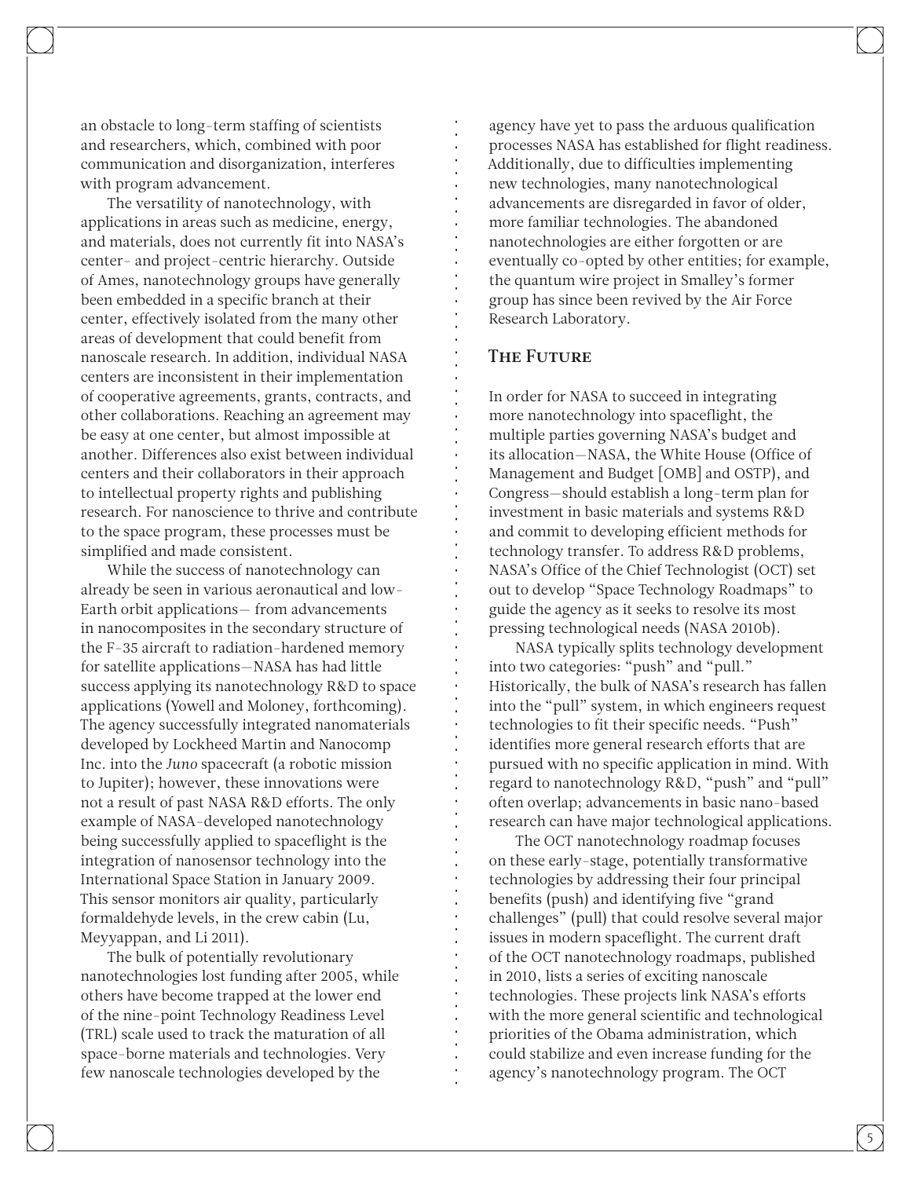an obstacle to long-term staffing of scientists and researchers, which, combined with poor communication and disorganization, interferes with program advancement.

The versatility of nanotechnology, with applications in areas such as medicine, energy, and materials, does not currently fit into NASA's center- and project-centric hierarchy. Outside of Ames, nanotechnology groups have generally been embedded in a specific branch at their center, effectively isolated from the many other areas of development that could benefit from nanoscale research. In addition, individual NASA centers are inconsistent in their implementation of cooperative agreements, grants, contracts, and other collaborations. Reaching an agreement may be easy at one center, but almost impossible at another. Differences also exist between individual centers and their collaborators in their approach to intellectual property rights and publishing research. For nanoscience to thrive and contribute to the space program, these processes must be simplified and made consistent.

While the success of nanotechnology can already be seen in various aeronautical and low-Earth orbit applications— from advancements in nanocomposites in the secondary structure of the F-35 aircraft to radiation-hardened memory for satellite applications—NASA has had little success applying its nanotechnology R&D to space applications (Yowell and Moloney, forthcoming). The agency successfully integrated nanomaterials developed by Lockheed Martin and Nanocomp Inc. into the *Juno* spacecraft (a robotic mission to Jupiter); however, these innovations were not a result of past NASA R&D efforts. The only example of NASA-developed nanotechnology being successfully applied to spaceflight is the integration of nanosensor technology into the International Space Station in January 2009. This sensor monitors air quality, particularly formaldehyde levels, in the crew cabin (Lu, Meyyappan, and Li 2011).

The bulk of potentially revolutionary nanotechnologies lost funding after 2005, while others have become trapped at the lower end of the nine-point Technology Readiness Level (TRL) scale used to track the maturation of all space-borne materials and technologies. Very few nanoscale technologies developed by the agency have yet to pass the arduous qualification processes NASA has established for flight readiness. Additionally, due to difficulties implementing new technologies, many nanotechnological advancements are disregarded in favor of older, more familiar technologies. The abandoned nanotechnologies are either forgotten or are eventually co-opted by other entities; for example, the quantum wire project in Smalley's former group has since been revived by the Air Force Research Laboratory.

## The Future

In order for NASA to succeed in integrating more nanotechnology into spaceflight, the multiple parties governing NASA's budget and its allocation—NASA, the White House (Office of Management and Budget [OMB] and OSTP), and Congress—should establish a long-term plan for investment in basic materials and systems R&D and commit to developing efficient methods for technology transfer. To address R&D problems, NASA's Office of the Chief Technologist (OCT) set out to develop "Space Technology Roadmaps" to guide the agency as it seeks to resolve its most pressing technological needs (NASA 2010b).

NASA typically splits technology development into two categories: "push" and "pull." Historically, the bulk of NASA's research has fallen into the "pull" system, in which engineers request technologies to fit their specific needs. "Push" identifies more general research efforts that are pursued with no specific application in mind. With regard to nanotechnology R&D, "push" and "pull" often overlap; advancements in basic nano-based research can have major technological applications.

The OCT nanotechnology roadmap focuses on these early-stage, potentially transformative technologies by addressing their four principal benefits (push) and identifying five "grand challenges" (pull) that could resolve several major issues in modern spaceflight. The current draft of the OCT nanotechnology roadmaps, published in 2010, lists a series of exciting nanoscale technologies. These projects link NASA's efforts with the more general scientific and technological priorities of the Obama administration, which could stabilize and even increase funding for the agency's nanotechnology program. The OCT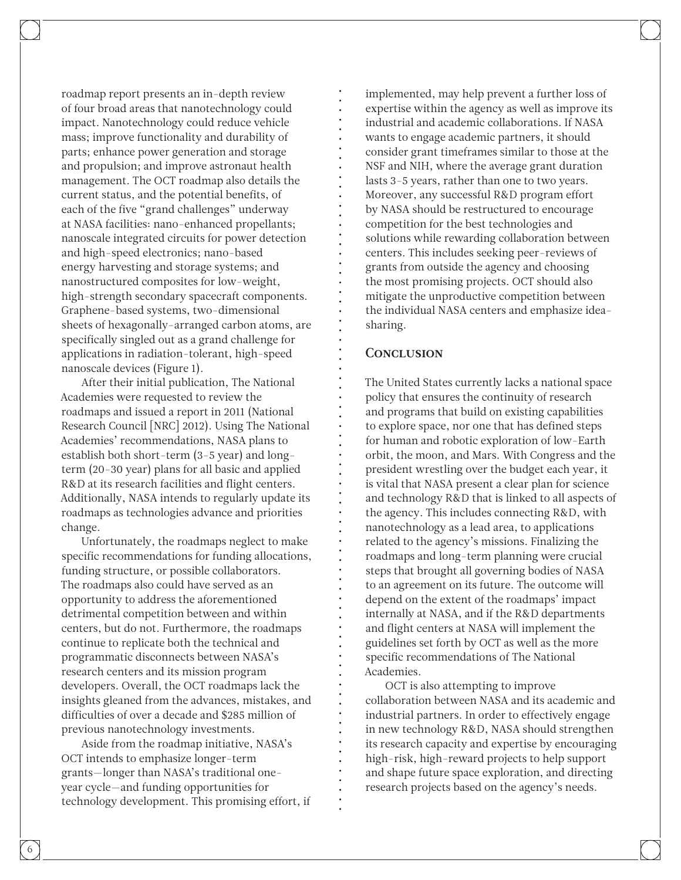roadmap report presents an in-depth review of four broad areas that nanotechnology could impact. Nanotechnology could reduce vehicle mass; improve functionality and durability of parts; enhance power generation and storage and propulsion; and improve astronaut health management. The OCT roadmap also details the current status, and the potential benefits, of each of the five "grand challenges" underway at NASA facilities: nano-enhanced propellants; nanoscale integrated circuits for power detection and high-speed electronics; nano-based energy harvesting and storage systems; and nanostructured composites for low-weight, high-strength secondary spacecraft components. Graphene-based systems, two-dimensional sheets of hexagonally-arranged carbon atoms, are specifically singled out as a grand challenge for applications in radiation-tolerant, high-speed nanoscale devices (Figure 1).

After their initial publication, The National Academies were requested to review the roadmaps and issued a report in 2011 (National Research Council [NRC] 2012). Using The National Academies' recommendations, NASA plans to establish both short-term (3-5 year) and long-term (20-30 year) plans for all basic and applied R&D at its research facilities and flight centers. Additionally, NASA intends to regularly update its roadmaps as technologies advance and priorities change.

Unfortunately, the roadmaps neglect to make specific recommendations for funding allocations, funding structure, or possible collaborators. The roadmaps also could have served as an opportunity to address the aforementioned detrimental competition between and within centers, but do not. Furthermore, the roadmaps continue to replicate both the technical and programmatic disconnects between NASA's research centers and its mission program developers. Overall, the OCT roadmaps lack the insights gleaned from the advances, mistakes, and difficulties of over a decade and $285 million of previous nanotechnology investments.

Aside from the roadmap initiative, NASA's OCT intends to emphasize longer-term grants—longer than NASA's traditional one-year cycle—and funding opportunities for technology development. This promising effort, if implemented, may help prevent a further loss of expertise within the agency as well as improve its industrial and academic collaborations. If NASA wants to engage academic partners, it should consider grant timeframes similar to those at the NSF and NIH, where the average grant duration lasts 3-5 years, rather than one to two years. Moreover, any successful R&D program effort by NASA should be restructured to encourage competition for the best technologies and solutions while rewarding collaboration between centers. This includes seeking peer-reviews of grants from outside the agency and choosing the most promising projects. OCT should also mitigate the unproductive competition between the individual NASA centers and emphasize idea-sharing.

## Conclusion

The United States currently lacks a national space policy that ensures the continuity of research and programs that build on existing capabilities to explore space, nor one that has defined steps for human and robotic exploration of low-Earth orbit, the moon, and Mars. With Congress and the president wrestling over the budget each year, it is vital that NASA present a clear plan for science and technology R&D that is linked to all aspects of the agency. This includes connecting R&D, with nanotechnology as a lead area, to applications related to the agency's missions. Finalizing the roadmaps and long-term planning were crucial steps that brought all governing bodies of NASA to an agreement on its future. The outcome will depend on the extent of the roadmaps' impact internally at NASA, and if the R&D departments and flight centers at NASA will implement the guidelines set forth by OCT as well as the more specific recommendations of The National Academies.

OCT is also attempting to improve collaboration between NASA and its academic and industrial partners. In order to effectively engage in new technology R&D, NASA should strengthen its research capacity and expertise by encouraging high-risk, high-reward projects to help support and shape future space exploration, and directing research projects based on the agency's needs.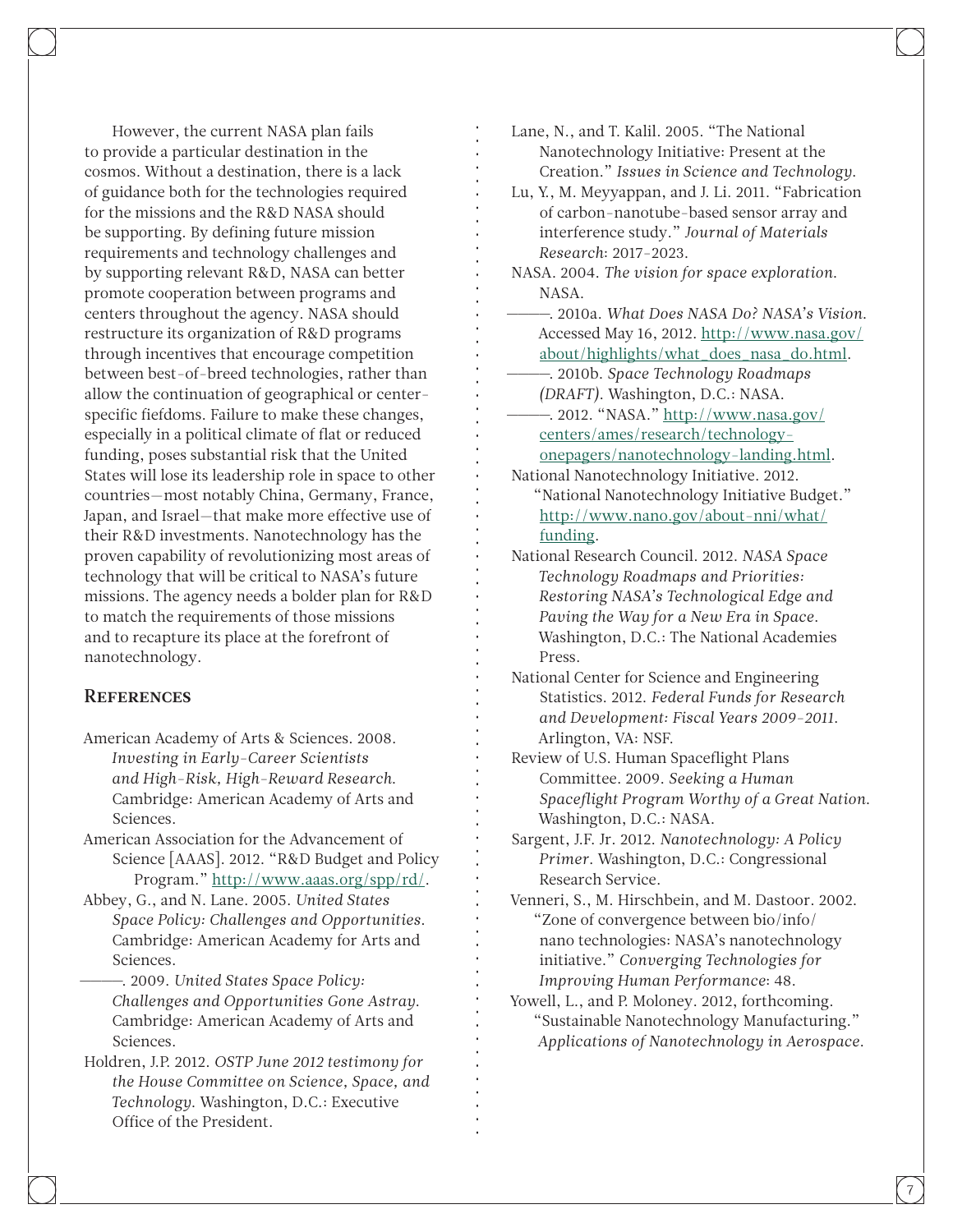However, the current NASA plan fails to provide a particular destination in the cosmos. Without a destination, there is a lack of guidance both for the technologies required for the missions and the R&D NASA should be supporting. By defining future mission requirements and technology challenges and by supporting relevant R&D, NASA can better promote cooperation between programs and centers throughout the agency. NASA should restructure its organization of R&D programs through incentives that encourage competition between best-of-breed technologies, rather than allow the continuation of geographical or center-specific fiefdoms. Failure to make these changes, especially in a political climate of flat or reduced funding, poses substantial risk that the United States will lose its leadership role in space to other countries—most notably China, Germany, France, Japan, and Israel—that make more effective use of their R&D investments. Nanotechnology has the proven capability of revolutionizing most areas of technology that will be critical to NASA's future missions. The agency needs a bolder plan for R&D to match the requirements of those missions and to recapture its place at the forefront of nanotechnology.

## References

American Academy of Arts & Sciences. 2008. *Investing in Early-Career Scientists and High-Risk, High-Reward Research.* Cambridge: American Academy of Arts and Sciences.

American Association for the Advancement of Science [AAAS]. 2012. "R&D Budget and Policy Program." http://www.aaas.org/spp/rd/.

Abbey, G., and N. Lane. 2005. *United States Space Policy: Challenges and Opportunities.* Cambridge: American Academy for Arts and Sciences.

———. 2009. *United States Space Policy: Challenges and Opportunities Gone Astray.* Cambridge: American Academy of Arts and Sciences.

Holdren, J.P. 2012. *OSTP June 2012 testimony for the House Committee on Science, Space, and Technology.* Washington, D.C.: Executive Office of the President.

Lane, N., and T. Kalil. 2005. "The National Nanotechnology Initiative: Present at the Creation." *Issues in Science and Technology.*

Lu, Y., M. Meyyappan, and J. Li. 2011. "Fabrication of carbon-nanotube-based sensor array and interference study." *Journal of Materials Research*: 2017-2023.

NASA. 2004. *The vision for space exploration.* NASA.

———. 2010a. *What Does NASA Do? NASA's Vision.* Accessed May 16, 2012. http://www.nasa.gov/about/highlights/what_does_nasa_do.html.

———. 2010b. *Space Technology Roadmaps (DRAFT).* Washington, D.C.: NASA.

———. 2012. "NASA." http://www.nasa.gov/centers/ames/research/technology-onepagers/nanotechnology-landing.html.

National Nanotechnology Initiative. 2012. "National Nanotechnology Initiative Budget." http://www.nano.gov/about-nni/what/funding.

National Research Council. 2012. *NASA Space Technology Roadmaps and Priorities: Restoring NASA's Technological Edge and Paving the Way for a New Era in Space.* Washington, D.C.: The National Academies Press.

National Center for Science and Engineering Statistics. 2012. *Federal Funds for Research and Development: Fiscal Years 2009-2011.* Arlington, VA: NSF.

Review of U.S. Human Spaceflight Plans Committee. 2009. *Seeking a Human Spaceflight Program Worthy of a Great Nation.* Washington, D.C.: NASA.

Sargent, J.F. Jr. 2012. *Nanotechnology: A Policy Primer.* Washington, D.C.: Congressional Research Service.

Venneri, S., M. Hirschbein, and M. Dastoor. 2002. "Zone of convergence between bio/info/nano technologies: NASA's nanotechnology initiative." *Converging Technologies for Improving Human Performance*: 48.

Yowell, L., and P. Moloney. 2012, forthcoming. "Sustainable Nanotechnology Manufacturing." *Applications of Nanotechnology in Aerospace.*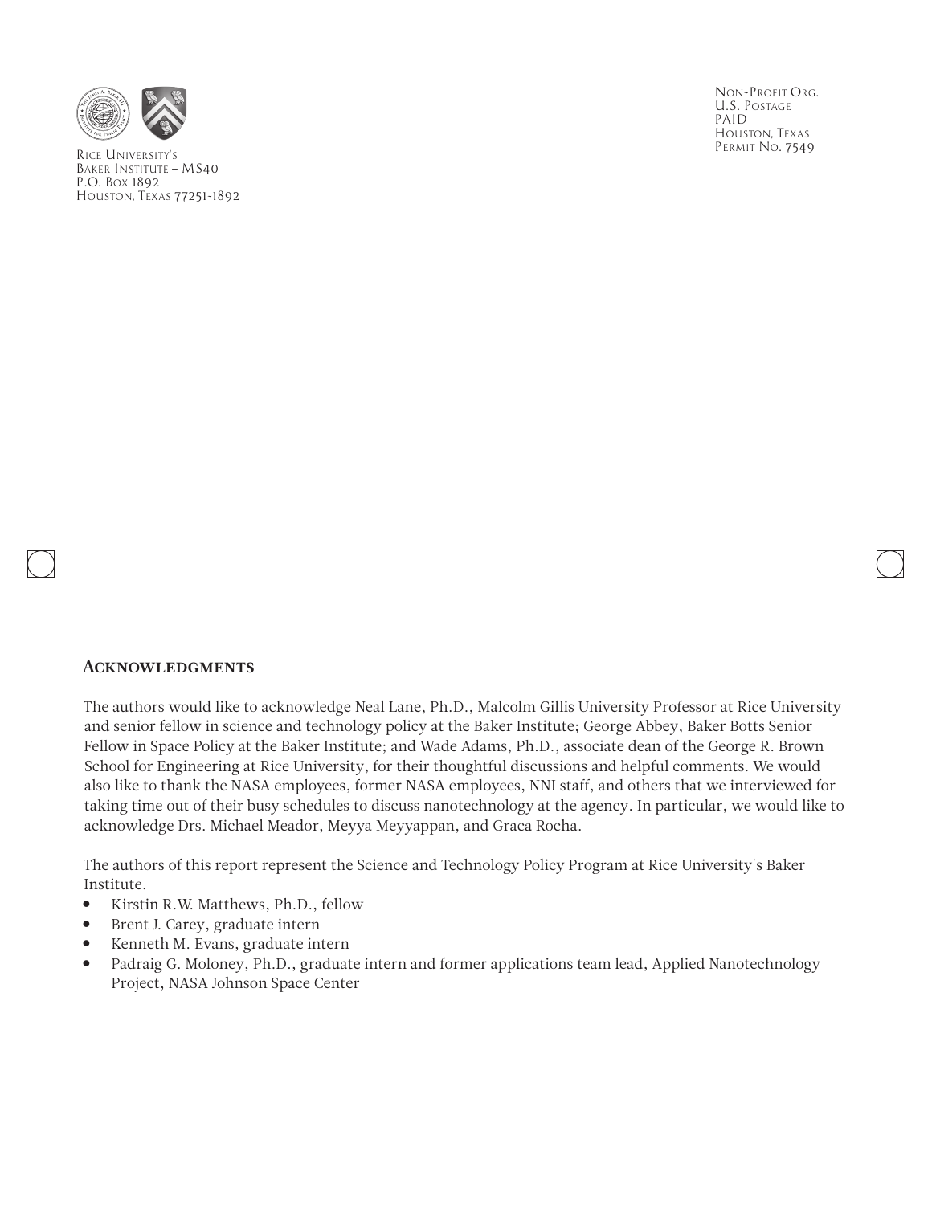Rice University's
Baker Institute – MS40
P.O. Box 1892
Houston, Texas 77251-1892

Non-Profit Org.
U.S. Postage
PAID
Houston, Texas
Permit No. 7549

## Acknowledgments

The authors would like to acknowledge Neal Lane, Ph.D., Malcolm Gillis University Professor at Rice University and senior fellow in science and technology policy at the Baker Institute; George Abbey, Baker Botts Senior Fellow in Space Policy at the Baker Institute; and Wade Adams, Ph.D., associate dean of the George R. Brown School for Engineering at Rice University, for their thoughtful discussions and helpful comments. We would also like to thank the NASA employees, former NASA employees, NNI staff, and others that we interviewed for taking time out of their busy schedules to discuss nanotechnology at the agency. In particular, we would like to acknowledge Drs. Michael Meador, Meyya Meyyappan, and Graca Rocha.

The authors of this report represent the Science and Technology Policy Program at Rice University's Baker Institute.

- Kirstin R.W. Matthews, Ph.D., fellow
- Brent J. Carey, graduate intern
- Kenneth M. Evans, graduate intern
- Padraig G. Moloney, Ph.D., graduate intern and former applications team lead, Applied Nanotechnology Project, NASA Johnson Space Center